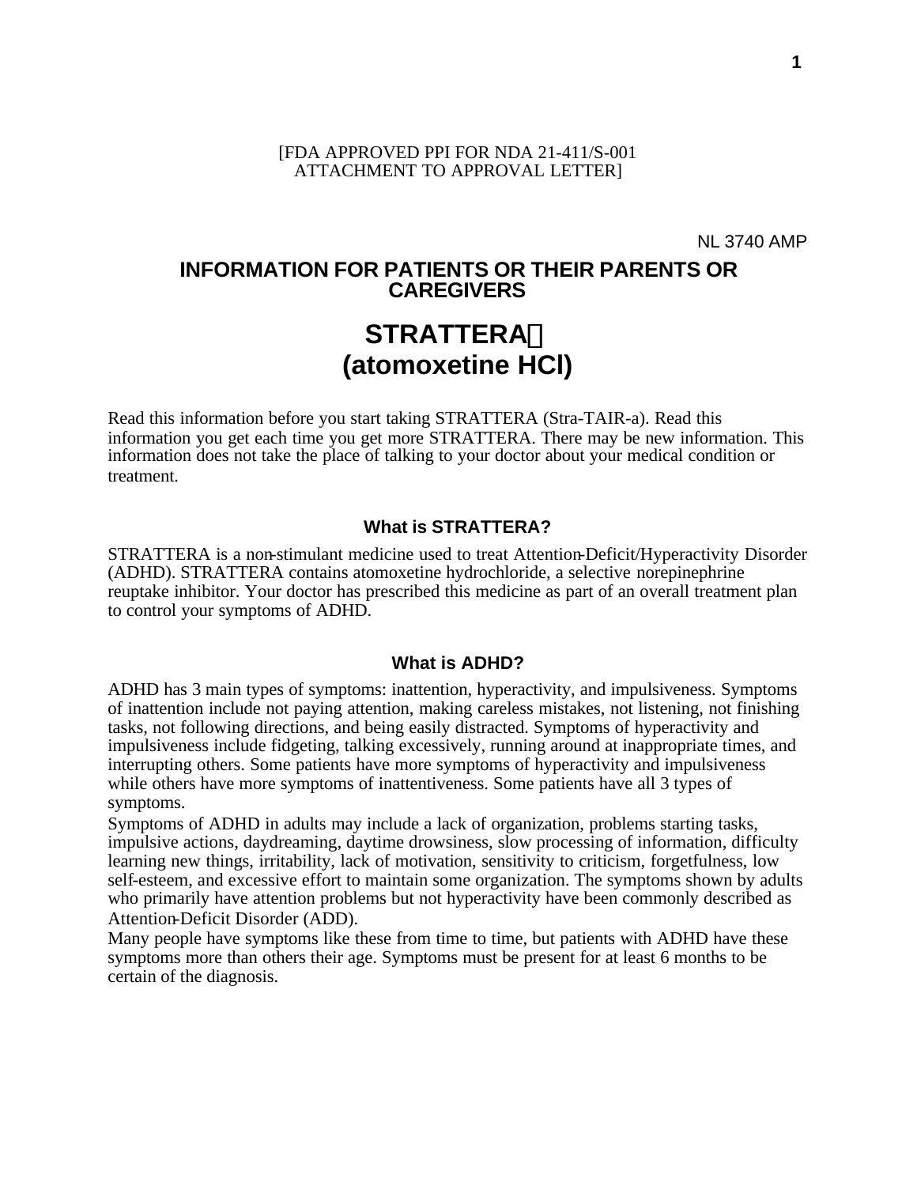[FDA APPROVED PPI FOR NDA 21-411/S-001
ATTACHMENT TO APPROVAL LETTER]

NL 3740 AMP

# INFORMATION FOR PATIENTS OR THEIR PARENTS OR CAREGIVERS

# STRATTERA®
# (atomoxetine HCl)

Read this information before you start taking STRATTERA (Stra-TAIR-a). Read this information you get each time you get more STRATTERA. There may be new information. This information does not take the place of talking to your doctor about your medical condition or treatment.

## What is STRATTERA?

STRATTERA is a non-stimulant medicine used to treat Attention-Deficit/Hyperactivity Disorder (ADHD). STRATTERA contains atomoxetine hydrochloride, a selective norepinephrine reuptake inhibitor. Your doctor has prescribed this medicine as part of an overall treatment plan to control your symptoms of ADHD.

## What is ADHD?

ADHD has 3 main types of symptoms: inattention, hyperactivity, and impulsiveness. Symptoms of inattention include not paying attention, making careless mistakes, not listening, not finishing tasks, not following directions, and being easily distracted. Symptoms of hyperactivity and impulsiveness include fidgeting, talking excessively, running around at inappropriate times, and interrupting others. Some patients have more symptoms of hyperactivity and impulsiveness while others have more symptoms of inattentiveness. Some patients have all 3 types of symptoms.

Symptoms of ADHD in adults may include a lack of organization, problems starting tasks, impulsive actions, daydreaming, daytime drowsiness, slow processing of information, difficulty learning new things, irritability, lack of motivation, sensitivity to criticism, forgetfulness, low self-esteem, and excessive effort to maintain some organization. The symptoms shown by adults who primarily have attention problems but not hyperactivity have been commonly described as Attention-Deficit Disorder (ADD).

Many people have symptoms like these from time to time, but patients with ADHD have these symptoms more than others their age. Symptoms must be present for at least 6 months to be certain of the diagnosis.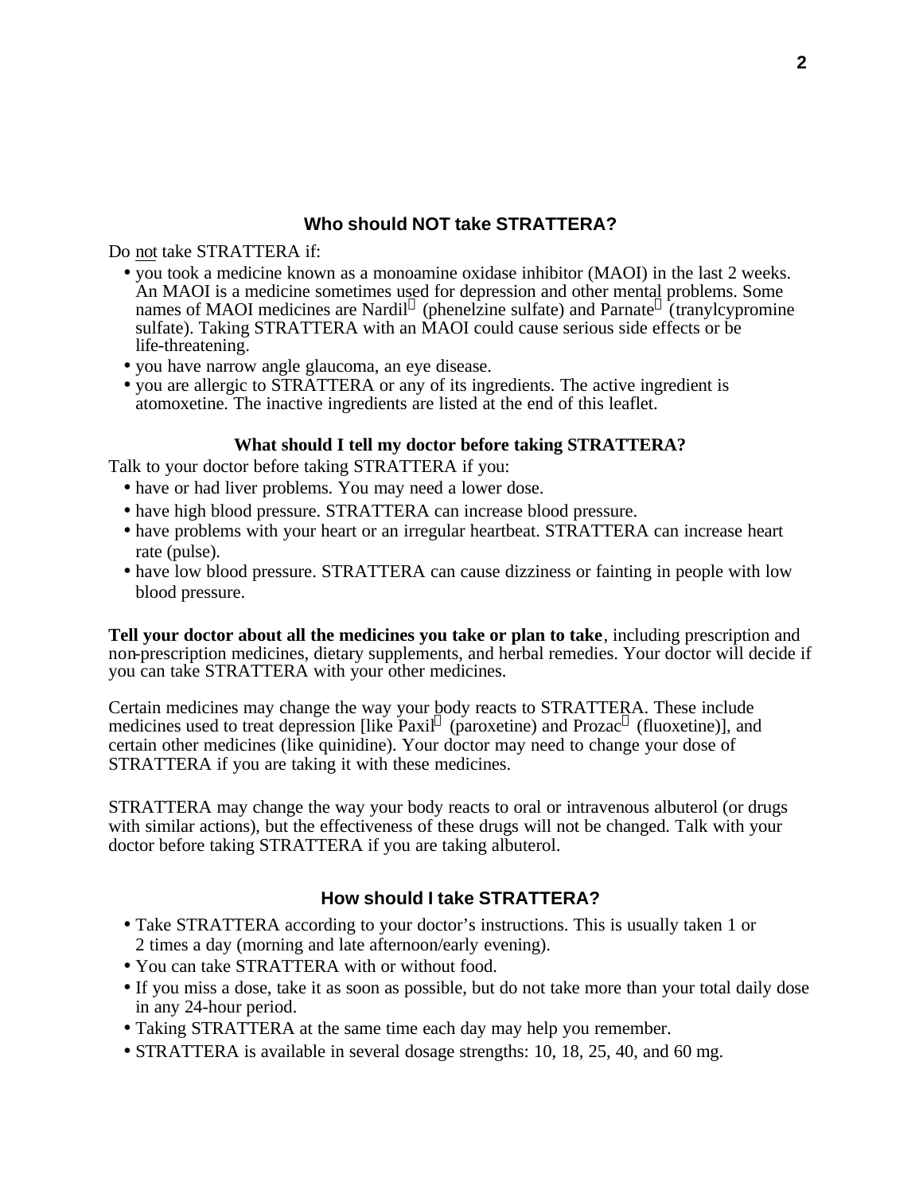## Who should NOT take STRATTERA?

Do not take STRATTERA if:

- you took a medicine known as a monoamine oxidase inhibitor (MAOI) in the last 2 weeks. An MAOI is a medicine sometimes used for depression and other mental problems. Some names of MAOI medicines are Nardil® (phenelzine sulfate) and Parnate® (tranylcypromine sulfate). Taking STRATTERA with an MAOI could cause serious side effects or be life-threatening.
- you have narrow angle glaucoma, an eye disease.
- you are allergic to STRATTERA or any of its ingredients. The active ingredient is atomoxetine. The inactive ingredients are listed at the end of this leaflet.

### What should I tell my doctor before taking STRATTERA?

Talk to your doctor before taking STRATTERA if you:

- have or had liver problems. You may need a lower dose.
- have high blood pressure. STRATTERA can increase blood pressure.
- have problems with your heart or an irregular heartbeat. STRATTERA can increase heart rate (pulse).
- have low blood pressure. STRATTERA can cause dizziness or fainting in people with low blood pressure.

**Tell your doctor about all the medicines you take or plan to take**, including prescription and non-prescription medicines, dietary supplements, and herbal remedies. Your doctor will decide if you can take STRATTERA with your other medicines.

Certain medicines may change the way your body reacts to STRATTERA. These include medicines used to treat depression [like Paxil® (paroxetine) and Prozac® (fluoxetine)], and certain other medicines (like quinidine). Your doctor may need to change your dose of STRATTERA if you are taking it with these medicines.

STRATTERA may change the way your body reacts to oral or intravenous albuterol (or drugs with similar actions), but the effectiveness of these drugs will not be changed. Talk with your doctor before taking STRATTERA if you are taking albuterol.

## How should I take STRATTERA?

- Take STRATTERA according to your doctor's instructions. This is usually taken 1 or 2 times a day (morning and late afternoon/early evening).
- You can take STRATTERA with or without food.
- If you miss a dose, take it as soon as possible, but do not take more than your total daily dose in any 24-hour period.
- Taking STRATTERA at the same time each day may help you remember.
- STRATTERA is available in several dosage strengths: 10, 18, 25, 40, and 60 mg.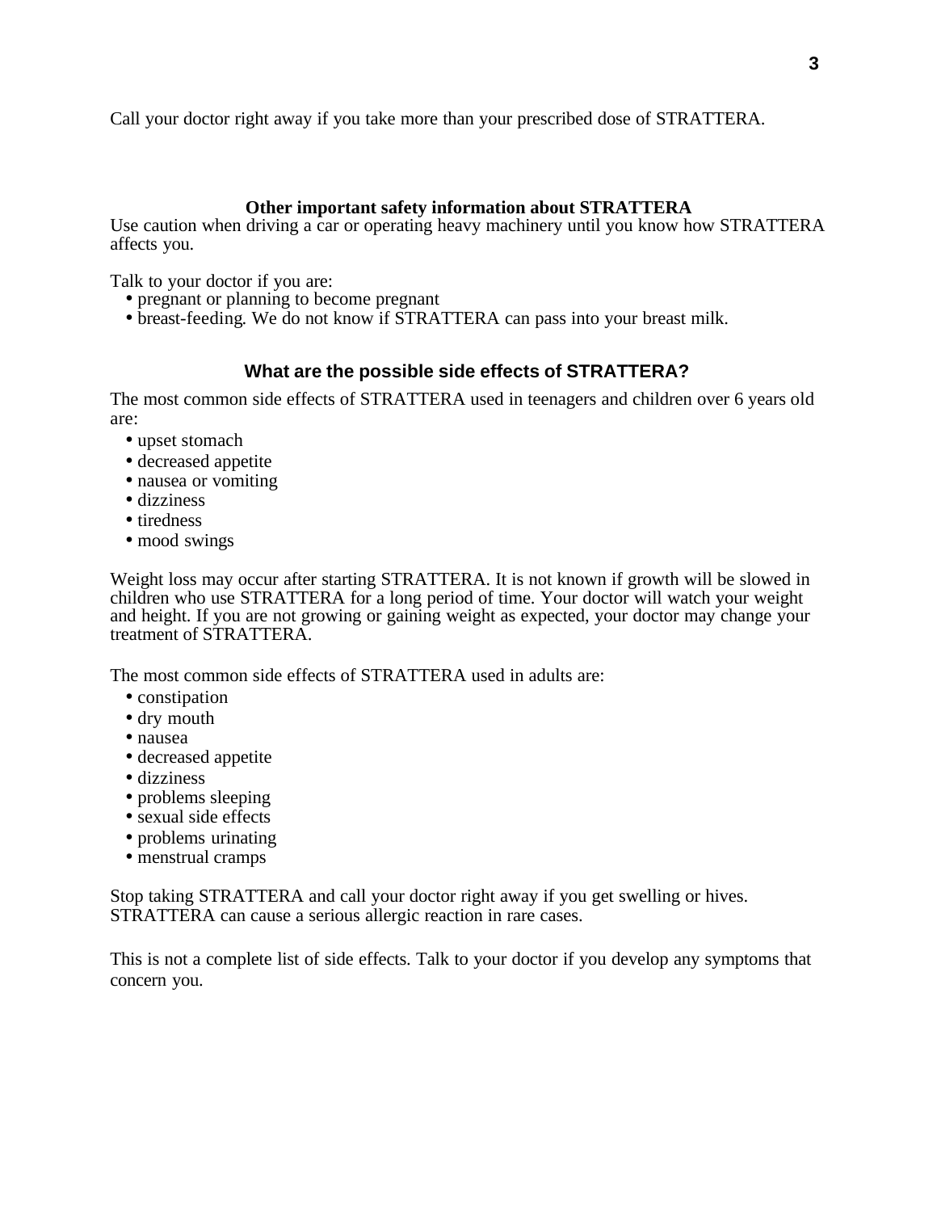Call your doctor right away if you take more than your prescribed dose of STRATTERA.

## Other important safety information about STRATTERA

Use caution when driving a car or operating heavy machinery until you know how STRATTERA affects you.

Talk to your doctor if you are:

- pregnant or planning to become pregnant
- breast-feeding. We do not know if STRATTERA can pass into your breast milk.

## What are the possible side effects of STRATTERA?

The most common side effects of STRATTERA used in teenagers and children over 6 years old are:

- upset stomach
- decreased appetite
- nausea or vomiting
- dizziness
- tiredness
- mood swings

Weight loss may occur after starting STRATTERA. It is not known if growth will be slowed in children who use STRATTERA for a long period of time. Your doctor will watch your weight and height. If you are not growing or gaining weight as expected, your doctor may change your treatment of STRATTERA.

The most common side effects of STRATTERA used in adults are:

- constipation
- dry mouth
- nausea
- decreased appetite
- dizziness
- problems sleeping
- sexual side effects
- problems urinating
- menstrual cramps

Stop taking STRATTERA and call your doctor right away if you get swelling or hives. STRATTERA can cause a serious allergic reaction in rare cases.

This is not a complete list of side effects. Talk to your doctor if you develop any symptoms that concern you.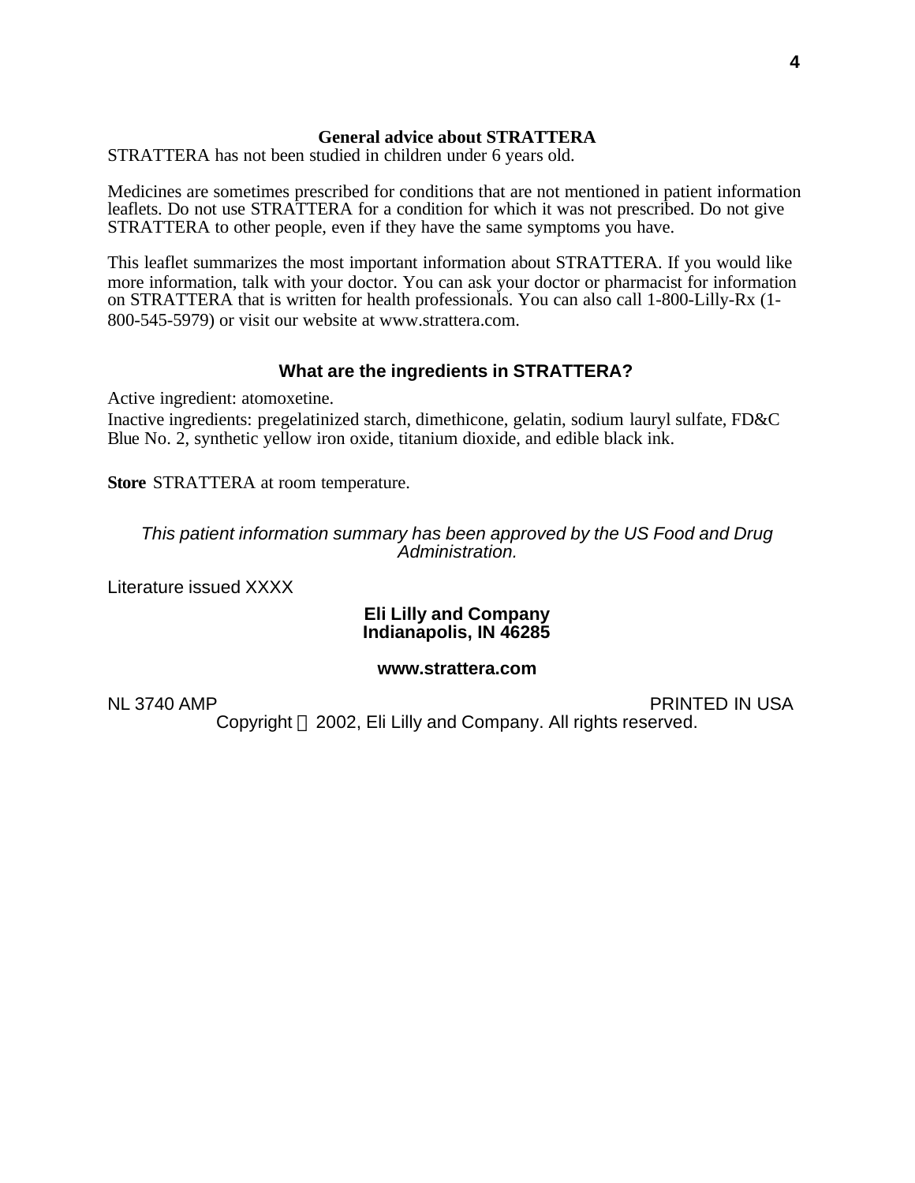## General advice about STRATTERA

STRATTERA has not been studied in children under 6 years old.

Medicines are sometimes prescribed for conditions that are not mentioned in patient information leaflets. Do not use STRATTERA for a condition for which it was not prescribed. Do not give STRATTERA to other people, even if they have the same symptoms you have.

This leaflet summarizes the most important information about STRATTERA. If you would like more information, talk with your doctor. You can ask your doctor or pharmacist for information on STRATTERA that is written for health professionals. You can also call 1-800-Lilly-Rx (1-800-545-5979) or visit our website at www.strattera.com.

## What are the ingredients in STRATTERA?

Active ingredient: atomoxetine.

Inactive ingredients: pregelatinized starch, dimethicone, gelatin, sodium lauryl sulfate, FD&C Blue No. 2, synthetic yellow iron oxide, titanium dioxide, and edible black ink.

**Store** STRATTERA at room temperature.

*This patient information summary has been approved by the US Food and Drug Administration.*

Literature issued XXXX

**Eli Lilly and Company**
**Indianapolis, IN 46285**

**www.strattera.com**

NL 3740 AMP PRINTED IN USA

Copyright © 2002, Eli Lilly and Company. All rights reserved.